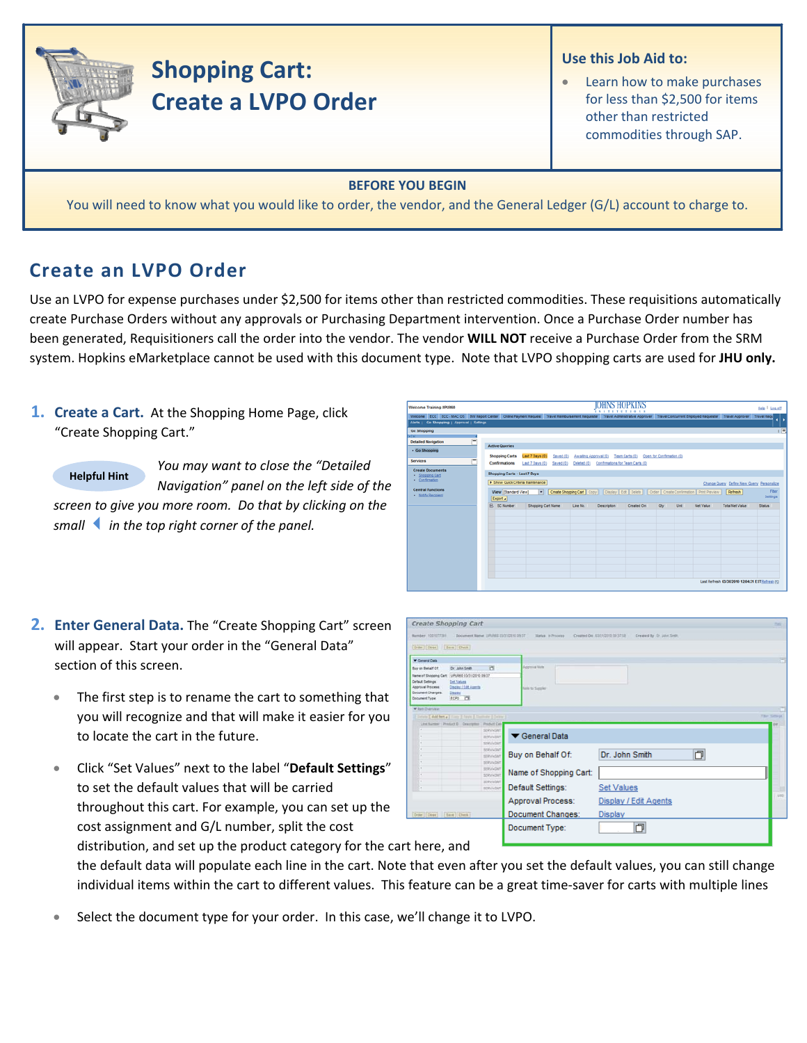# Shopping Cart: Create a LVPO Order

**Use this Job Aid to:**

- Learn how to make purchases for less than $2,500 for items other than restricted commodities through SAP.

**BEFORE YOU BEGIN**

You will need to know what you would like to order, the vendor, and the General Ledger (G/L) account to charge to.

## Create an LVPO Order

Use an LVPO for expense purchases under $2,500 for items other than restricted commodities. These requisitions automatically create Purchase Orders without any approvals or Purchasing Department intervention. Once a Purchase Order number has been generated, Requisitioners call the order into the vendor. The vendor **WILL NOT** receive a Purchase Order from the SRM system. Hopkins eMarketplace cannot be used with this document type. Note that LVPO shopping carts are used for **JHU only.**

1. **Create a Cart.** At the Shopping Home Page, click "Create Shopping Cart."

   **Helpful Hint** *You may want to close the "Detailed Navigation" panel on the left side of the screen to give you more room. Do that by clicking on the small ◀ in the top right corner of the panel.*

2. **Enter General Data.** The "Create Shopping Cart" screen will appear. Start your order in the "General Data" section of this screen.

   - The first step is to rename the cart to something that you will recognize and that will make it easier for you to locate the cart in the future.
   - Click "Set Values" next to the label "**Default Settings**" to set the default values that will be carried throughout this cart. For example, you can set up the cost assignment and G/L number, split the cost distribution, and set up the product category for the cart here, and the default data will populate each line in the cart. Note that even after you set the default values, you can still change individual items within the cart to different values. This feature can be a great time-saver for carts with multiple lines
   - Select the document type for your order. In this case, we'll change it to LVPO.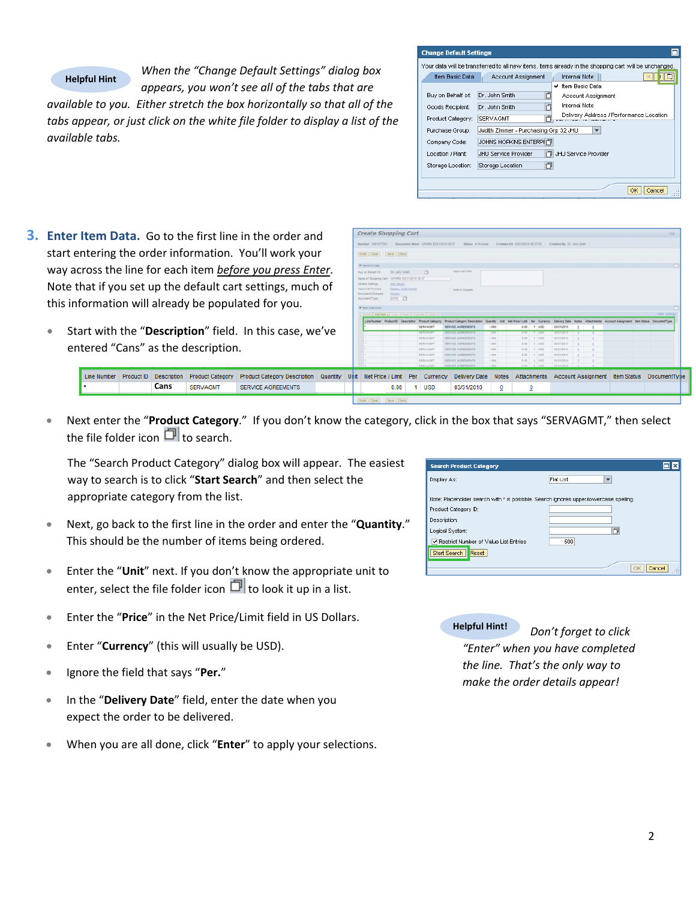**Helpful Hint** *When the "Change Default Settings" dialog box appears, you won't see all of the tabs that are available to you. Either stretch the box horizontally so that all of the tabs appear, or just click on the white file folder to display a list of the available tabs.*

3. **Enter Item Data.** Go to the first line in the order and start entering the order information. You'll work your way across the line for each item *before you press Enter*. Note that if you set up the default cart settings, much of this information will already be populated for you.

- Start with the "**Description**" field. In this case, we've entered "Cans" as the description.

| Line Number | Product ID | Description | Product Category | Product Category Description | Quantity | Unit | Net Price / Limit | Per | Currency | Delivery Date | Notes | Attachments | Account Assignment | Item Status | DocumentType |
|---|---|---|---|---|---|---|---|---|---|---|---|---|---|---|---|
| • | | Cans | SERVAGMT | SERVICE AGREEMENTS | | | 0.00 | 1 | USD | 03/31/2010 | 0 | 0 | | | |

- Next enter the "**Product Category**." If you don't know the category, click in the box that says "SERVAGMT," then select the file folder icon to search.

  The "Search Product Category" dialog box will appear. The easiest way to search is to click "**Start Search**" and then select the appropriate category from the list.

- Next, go back to the first line in the order and enter the "**Quantity**." This should be the number of items being ordered.
- Enter the "**Unit**" next. If you don't know the appropriate unit to enter, select the file folder icon to look it up in a list.
- Enter the "**Price**" in the Net Price/Limit field in US Dollars.
- Enter "**Currency**" (this will usually be USD).
- Ignore the field that says "**Per.**"
- In the "**Delivery Date**" field, enter the date when you expect the order to be delivered.
- When you are all done, click "**Enter**" to apply your selections.

**Helpful Hint!** *Don't forget to click "Enter" when you have completed the line. That's the only way to make the order details appear!*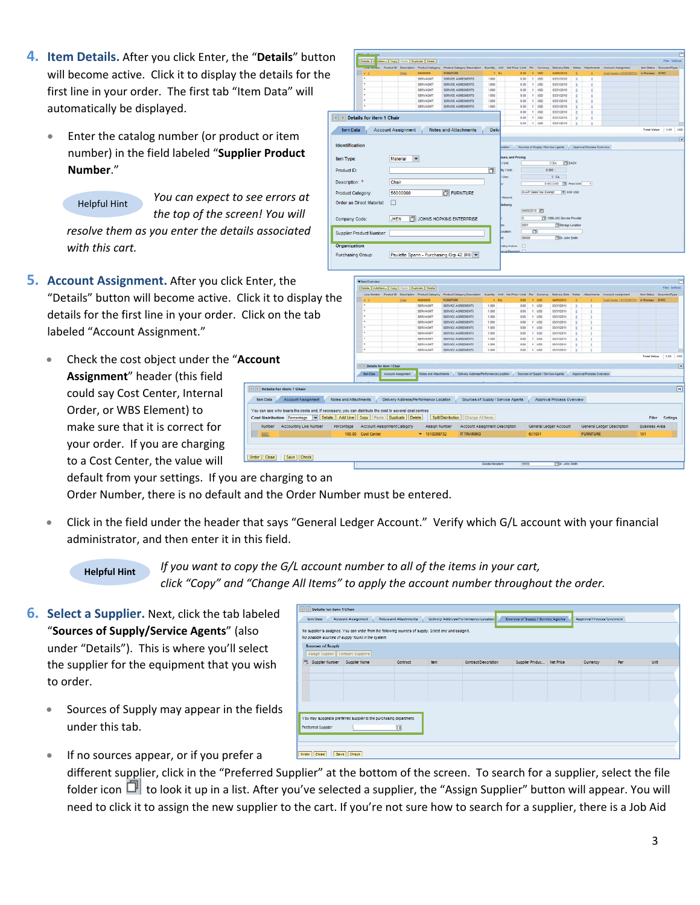4. **Item Details.** After you click Enter, the "**Details**" button will become active. Click it to display the details for the first line in your order. The first tab "Item Data" will automatically be displayed.

    - Enter the catalog number (or product or item number) in the field labeled "**Supplier Product Number**."

    Helpful Hint *You can expect to see errors at the top of the screen! You will resolve them as you enter the details associated with this cart.*

5. **Account Assignment.** After you click Enter, the "Details" button will become active. Click it to display the details for the first line in your order. Click on the tab labeled "Account Assignment."

    - Check the cost object under the "**Account Assignment**" header (this field could say Cost Center, Internal Order, or WBS Element) to make sure that it is correct for your order. If you are charging to a Cost Center, the value will default from your settings. If you are charging to an Order Number, there is no default and the Order Number must be entered.

    - Click in the field under the header that says "General Ledger Account." Verify which G/L account with your financial administrator, and then enter it in this field.

    **Helpful Hint** *If you want to copy the G/L account number to all of the items in your cart, click "Copy" and "Change All Items" to apply the account number throughout the order.*

6. **Select a Supplier.** Next, click the tab labeled "**Sources of Supply/Service Agents**" (also under "Details"). This is where you'll select the supplier for the equipment that you wish to order.

    - Sources of Supply may appear in the fields under this tab.

    - If no sources appear, or if you prefer a different supplier, click in the "Preferred Supplier" at the bottom of the screen. To search for a supplier, select the file folder icon to look it up in a list. After you've selected a supplier, the "Assign Supplier" button will appear. You will need to click it to assign the new supplier to the cart. If you're not sure how to search for a supplier, there is a Job Aid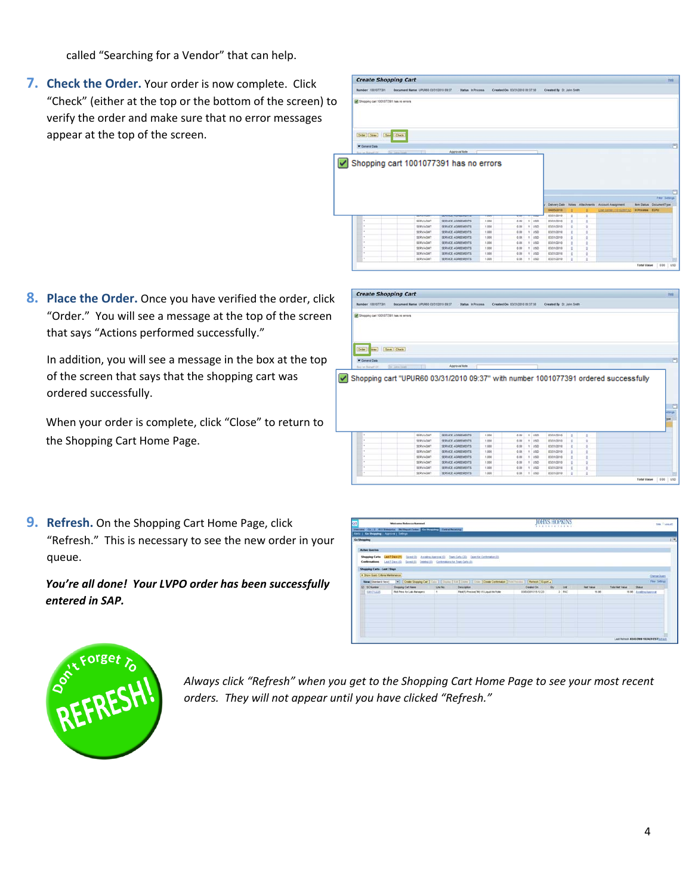called “Searching for a Vendor” that can help.

**7. Check the Order.** Your order is now complete. Click “Check” (either at the top or the bottom of the screen) to verify the order and make sure that no error messages appear at the top of the screen.

Shopping cart 1001077391 has no errors

**8. Place the Order.** Once you have verified the order, click “Order.” You will see a message at the top of the screen that says “Actions performed successfully.”

In addition, you will see a message in the box at the top of the screen that says that the shopping cart was ordered successfully.

When your order is complete, click “Close” to return to the Shopping Cart Home Page.

Shopping cart "UPUR60 03/31/2010 09:37" with number 1001077391 ordered successfully

**9. Refresh.** On the Shopping Cart Home Page, click “Refresh.” This is necessary to see the new order in your queue.

***You're all done! Your LVPO order has been successfully entered in SAP.***

Don't Forget To REFRESH!

*Always click “Refresh” when you get to the Shopping Cart Home Page to see your most recent orders. They will not appear until you have clicked “Refresh.”*